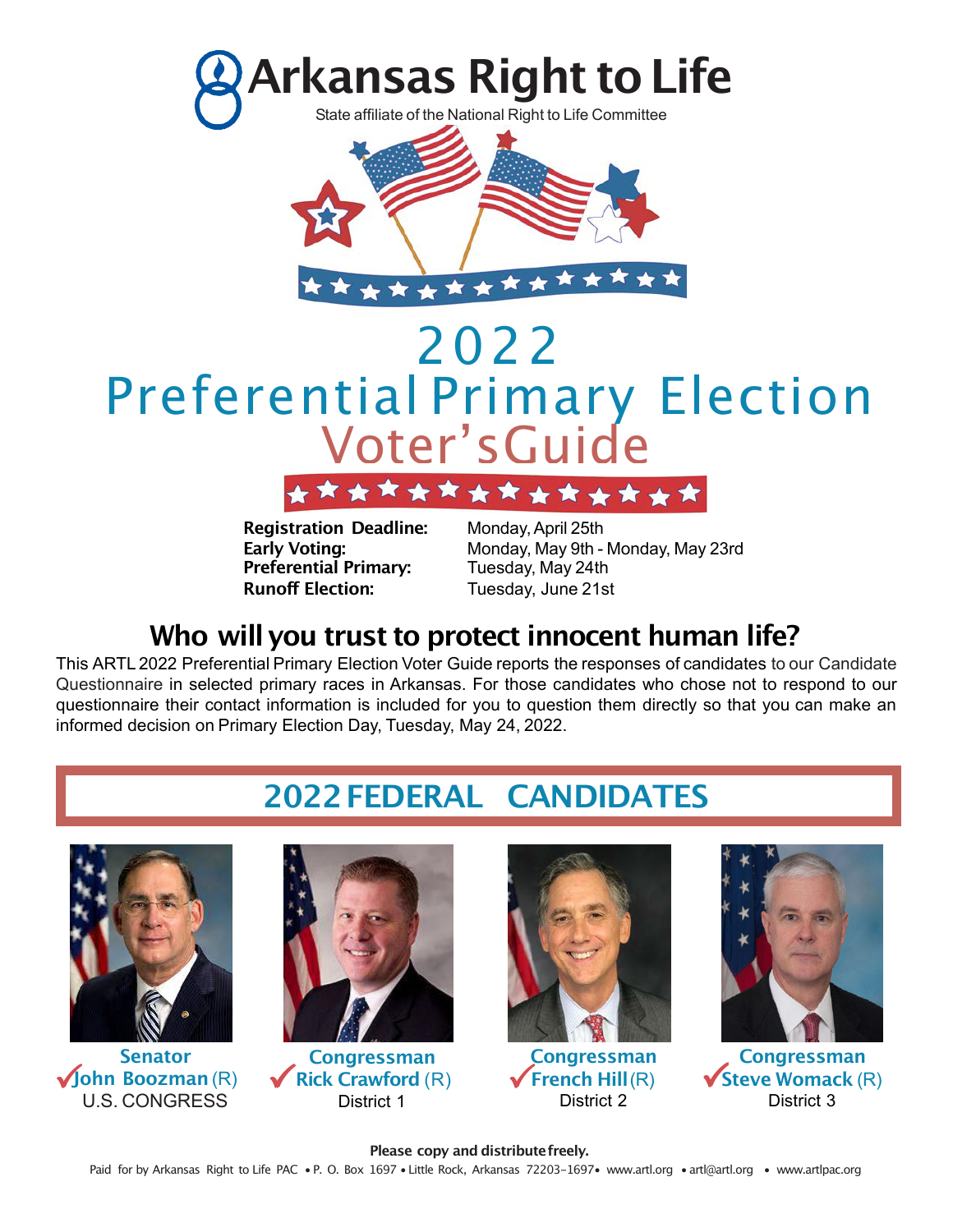# Arkansas Right to Life

State affiliate of the National Right to Life Committee

# 2022 Preferential Primary Election Voter's Guide

| | |
|---|---|
| **Registration Deadline:** | Monday, April 25th |
| **Early Voting:** | Monday, May 9th - Monday, May 23rd |
| **Preferential Primary:** | Tuesday, May 24th |
| **Runoff Election:** | Tuesday, June 21st |

## Who will you trust to protect innocent human life?

This ARTL 2022 Preferential Primary Election Voter Guide reports the responses of candidates to our Candidate Questionnaire in selected primary races in Arkansas. For those candidates who chose not to respond to our questionnaire their contact information is included for you to question them directly so that you can make an informed decision on Primary Election Day, Tuesday, May 24, 2022.

## 2022 FEDERAL CANDIDATES

**Senator**
✓ **John Boozman** (R)
U.S. CONGRESS

**Congressman**
✓ **Rick Crawford** (R)
District 1

**Congressman**
✓ **French Hill** (R)
District 2

**Congressman**
✓ **Steve Womack** (R)
District 3

**Please copy and distribute freely.**

Paid for by Arkansas Right to Life PAC • P. O. Box 1697 • Little Rock, Arkansas 72203-1697• www.artl.org • artl@artl.org • www.artlpac.org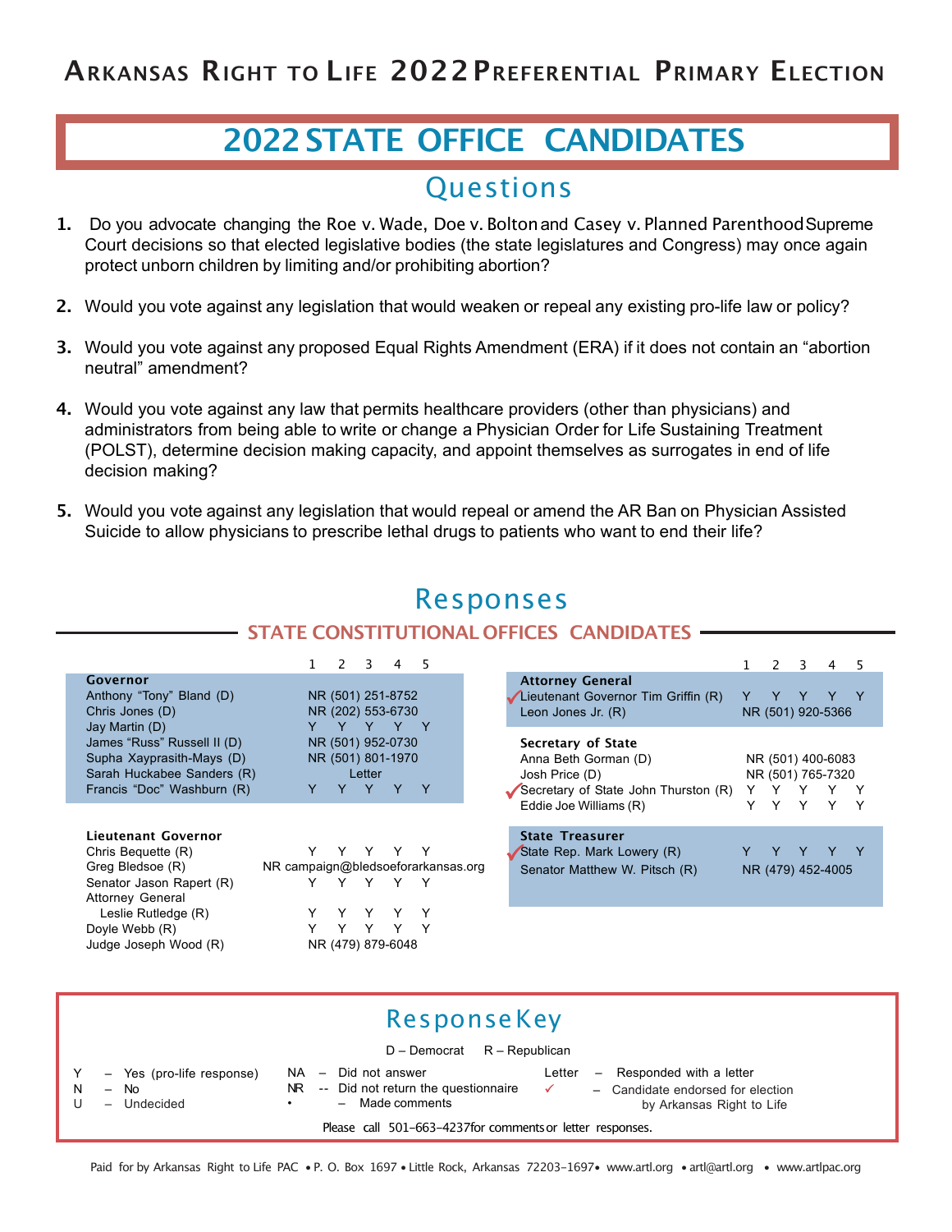# Arkansas Right to Life 2022 Preferential Primary Election

## 2022 STATE OFFICE CANDIDATES

## Questions

1. Do you advocate changing the Roe v. Wade, Doe v. Bolton and Casey v. Planned Parenthood Supreme Court decisions so that elected legislative bodies (the state legislatures and Congress) may once again protect unborn children by limiting and/or prohibiting abortion?

2. Would you vote against any legislation that would weaken or repeal any existing pro-life law or policy?

3. Would you vote against any proposed Equal Rights Amendment (ERA) if it does not contain an "abortion neutral" amendment?

4. Would you vote against any law that permits healthcare providers (other than physicians) and administrators from being able to write or change a Physician Order for Life Sustaining Treatment (POLST), determine decision making capacity, and appoint themselves as surrogates in end of life decision making?

5. Would you vote against any legislation that would repeal or amend the AR Ban on Physician Assisted Suicide to allow physicians to prescribe lethal drugs to patients who want to end their life?

## Responses

### STATE CONSTITUTIONAL OFFICES CANDIDATES

| Governor | 1 | 2 | 3 | 4 | 5 |
|---|---|---|---|---|---|
| Anthony "Tony" Bland (D) | NR (501) 251-8752 | | | | |
| Chris Jones (D) | NR (202) 553-6730 | | | | |
| Jay Martin (D) | Y | Y | Y | Y | Y |
| James "Russ" Russell II (D) | NR (501) 952-0730 | | | | |
| Supha Xayprasith-Mays (D) | NR (501) 801-1970 | | | | |
| Sarah Huckabee Sanders (R) | Letter | | | | |
| Francis "Doc" Washburn (R) | Y | Y | Y | Y | Y |

| Lieutenant Governor | 1 | 2 | 3 | 4 | 5 |
|---|---|---|---|---|---|
| Chris Bequette (R) | Y | Y | Y | Y | Y |
| Greg Bledsoe (R) | NR campaign@bledsoeforarkansas.org | | | | |
| Senator Jason Rapert (R) | Y | Y | Y | Y | Y |
| Attorney General Leslie Rutledge (R) | Y | Y | Y | Y | Y |
| Doyle Webb (R) | Y | Y | Y | Y | Y |
| Judge Joseph Wood (R) | NR (479) 879-6048 | | | | |

| Attorney General | 1 | 2 | 3 | 4 | 5 |
|---|---|---|---|---|---|
| ✓ Lieutenant Governor Tim Griffin (R) | Y | Y | Y | Y | Y |
| Leon Jones Jr. (R) | NR (501) 920-5366 | | | | |

| Secretary of State | 1 | 2 | 3 | 4 | 5 |
|---|---|---|---|---|---|
| Anna Beth Gorman (D) | NR (501) 400-6083 | | | | |
| Josh Price (D) | NR (501) 765-7320 | | | | |
| ✓ Secretary of State John Thurston (R) | Y | Y | Y | Y | Y |
| Eddie Joe Williams (R) | Y | Y | Y | Y | Y |

| State Treasurer | 1 | 2 | 3 | 4 | 5 |
|---|---|---|---|---|---|
| ✓ State Rep. Mark Lowery (R) | Y | Y | Y | Y | Y |
| Senator Matthew W. Pitsch (R) | NR (479) 452-4005 | | | | |

## Response Key

D – Democrat R – Republican

- Y – Yes (pro-life response)
- N – No
- U – Undecided
- NA – Did not answer
- NR -- Did not return the questionnaire
- • – Made comments
- Letter – Responded with a letter
- ✓ – Candidate endorsed for election by Arkansas Right to Life

Please call 501-663-4237 for comments or letter responses.

Paid for by Arkansas Right to Life PAC • P. O. Box 1697 • Little Rock, Arkansas 72203-1697 • www.artl.org • artl@artl.org • www.artlpac.org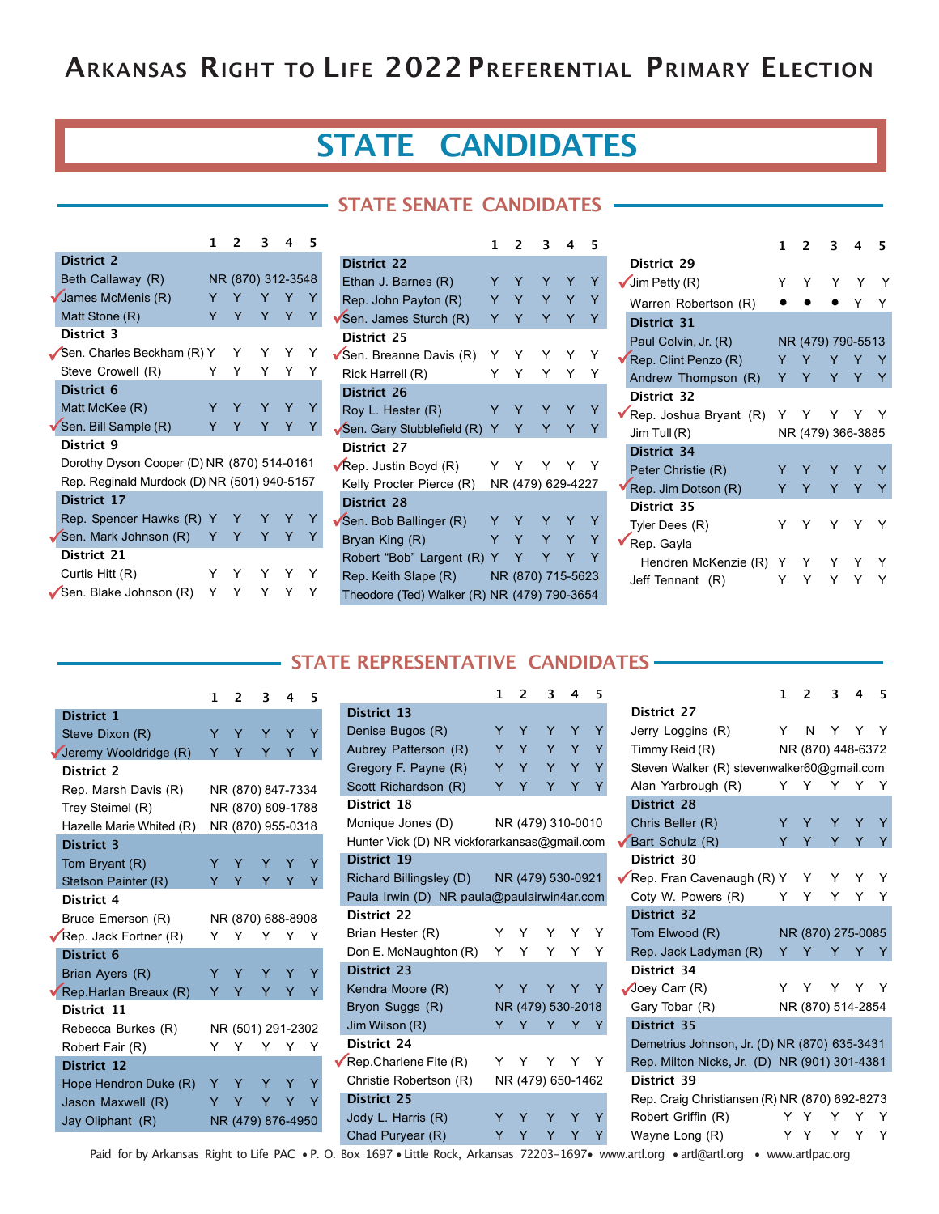# Arkansas Right to Life 2022 Preferential Primary Election

## STATE CANDIDATES

### STATE SENATE CANDIDATES

| Candidate | 1 | 2 | 3 | 4 | 5 |
|---|---|---|---|---|---|
| **District 2** | | | | | |
| Beth Callaway (R) | NR (870) 312-3548 | | | | |
| ✓ James McMenis (R) | Y | Y | Y | Y | Y |
| Matt Stone (R) | Y | Y | Y | Y | Y |
| **District 3** | | | | | |
| ✓ Sen. Charles Beckham (R) | Y | Y | Y | Y | Y |
| Steve Crowell (R) | Y | Y | Y | Y | Y |
| **District 6** | | | | | |
| Matt McKee (R) | Y | Y | Y | Y | Y |
| ✓ Sen. Bill Sample (R) | Y | Y | Y | Y | Y |
| **District 9** | | | | | |
| Dorothy Dyson Cooper (D) | NR (870) 514-0161 | | | | |
| Rep. Reginald Murdock (D) | NR (501) 940-5157 | | | | |
| **District 17** | | | | | |
| Rep. Spencer Hawks (R) | Y | Y | Y | Y | Y |
| ✓ Sen. Mark Johnson (R) | Y | Y | Y | Y | Y |
| **District 21** | | | | | |
| Curtis Hitt (R) | Y | Y | Y | Y | Y |
| ✓ Sen. Blake Johnson (R) | Y | Y | Y | Y | Y |
| **District 22** | | | | | |
| Ethan J. Barnes (R) | Y | Y | Y | Y | Y |
| Rep. John Payton (R) | Y | Y | Y | Y | Y |
| ✓ Sen. James Sturch (R) | Y | Y | Y | Y | Y |
| **District 25** | | | | | |
| ✓ Sen. Breanne Davis (R) | Y | Y | Y | Y | Y |
| Rick Harrell (R) | Y | Y | Y | Y | Y |
| **District 26** | | | | | |
| Roy L. Hester (R) | Y | Y | Y | Y | Y |
| ✓ Sen. Gary Stubblefield (R) | Y | Y | Y | Y | Y |
| **District 27** | | | | | |
| ✓ Rep. Justin Boyd (R) | Y | Y | Y | Y | Y |
| Kelly Procter Pierce (R) | NR (479) 629-4227 | | | | |
| **District 28** | | | | | |
| ✓ Sen. Bob Ballinger (R) | Y | Y | Y | Y | Y |
| Bryan King (R) | Y | Y | Y | Y | Y |
| Robert “Bob” Largent (R) | Y | Y | Y | Y | Y |
| Rep. Keith Slape (R) | NR (870) 715-5623 | | | | |
| Theodore (Ted) Walker (R) | NR (479) 790-3654 | | | | |
| **District 29** | | | | | |
| ✓ Jim Petty (R) | Y | Y | Y | Y | Y |
| Warren Robertson (R) | • | • | • | Y | Y |
| **District 31** | | | | | |
| Paul Colvin, Jr. (R) | NR (479) 790-5513 | | | | |
| ✓ Rep. Clint Penzo (R) | Y | Y | Y | Y | Y |
| Andrew Thompson (R) | Y | Y | Y | Y | Y |
| **District 32** | | | | | |
| ✓ Rep. Joshua Bryant (R) | Y | Y | Y | Y | Y |
| Jim Tull (R) | NR (479) 366-3885 | | | | |
| **District 34** | | | | | |
| Peter Christie (R) | Y | Y | Y | Y | Y |
| ✓ Rep. Jim Dotson (R) | Y | Y | Y | Y | Y |
| **District 35** | | | | | |
| Tyler Dees (R) | Y | Y | Y | Y | Y |
| ✓ Rep. Gayla Hendren McKenzie (R) | Y | Y | Y | Y | Y |
| Jeff Tennant (R) | Y | Y | Y | Y | Y |

### STATE REPRESENTATIVE CANDIDATES

| Candidate | 1 | 2 | 3 | 4 | 5 |
|---|---|---|---|---|---|
| **District 1** | | | | | |
| Steve Dixon (R) | Y | Y | Y | Y | Y |
| ✓ Jeremy Wooldridge (R) | Y | Y | Y | Y | Y |
| **District 2** | | | | | |
| Rep. Marsh Davis (R) | NR (870) 847-7334 | | | | |
| Trey Steimel (R) | NR (870) 809-1788 | | | | |
| Hazelle Marie Whited (R) | NR (870) 955-0318 | | | | |
| **District 3** | | | | | |
| Tom Bryant (R) | Y | Y | Y | Y | Y |
| Stetson Painter (R) | Y | Y | Y | Y | Y |
| **District 4** | | | | | |
| Bruce Emerson (R) | NR (870) 688-8908 | | | | |
| ✓ Rep. Jack Fortner (R) | Y | Y | Y | Y | Y |
| **District 6** | | | | | |
| Brian Ayers (R) | Y | Y | Y | Y | Y |
| ✓ Rep. Harlan Breaux (R) | Y | Y | Y | Y | Y |
| **District 11** | | | | | |
| Rebecca Burkes (R) | NR (501) 291-2302 | | | | |
| Robert Fair (R) | Y | Y | Y | Y | Y |
| **District 12** | | | | | |
| Hope Hendron Duke (R) | Y | Y | Y | Y | Y |
| Jason Maxwell (R) | Y | Y | Y | Y | Y |
| Jay Oliphant (R) | NR (479) 876-4950 | | | | |
| **District 13** | | | | | |
| Denise Bugos (R) | Y | Y | Y | Y | Y |
| Aubrey Patterson (R) | Y | Y | Y | Y | Y |
| Gregory F. Payne (R) | Y | Y | Y | Y | Y |
| Scott Richardson (R) | Y | Y | Y | Y | Y |
| **District 18** | | | | | |
| Monique Jones (D) | NR (479) 310-0010 | | | | |
| Hunter Vick (D) | NR vickforarkansas@gmail.com | | | | |
| **District 19** | | | | | |
| Richard Billingsley (D) | NR (479) 530-0921 | | | | |
| Paula Irwin (D) | NR paula@paulairwin4ar.com | | | | |
| **District 22** | | | | | |
| Brian Hester (R) | Y | Y | Y | Y | Y |
| Don E. McNaughton (R) | Y | Y | Y | Y | Y |
| **District 23** | | | | | |
| Kendra Moore (R) | Y | Y | Y | Y | Y |
| Bryon Suggs (R) | NR (479) 530-2018 | | | | |
| Jim Wilson (R) | Y | Y | Y | Y | Y |
| **District 24** | | | | | |
| ✓ Rep. Charlene Fite (R) | Y | Y | Y | Y | Y |
| Christie Robertson (R) | NR (479) 650-1462 | | | | |
| **District 25** | | | | | |
| Jody L. Harris (R) | Y | Y | Y | Y | Y |
| Chad Puryear (R) | Y | Y | Y | Y | Y |
| **District 27** | | | | | |
| Jerry Loggins (R) | Y | N | Y | Y | Y |
| Timmy Reid (R) | NR (870) 448-6372 | | | | |
| Steven Walker (R) | stevenwalker60@gmail.com | | | | |
| Alan Yarbrough (R) | Y | Y | Y | Y | Y |
| **District 28** | | | | | |
| Chris Beller (R) | Y | Y | Y | Y | Y |
| ✓ Bart Schulz (R) | Y | Y | Y | Y | Y |
| **District 30** | | | | | |
| ✓ Rep. Fran Cavenaugh (R) | Y | Y | Y | Y | Y |
| Coty W. Powers (R) | Y | Y | Y | Y | Y |
| **District 32** | | | | | |
| Tom Elwood (R) | NR (870) 275-0085 | | | | |
| Rep. Jack Ladyman (R) | Y | Y | Y | Y | Y |
| **District 34** | | | | | |
| ✓ Joey Carr (R) | Y | Y | Y | Y | Y |
| Gary Tobar (R) | NR (870) 514-2854 | | | | |
| **District 35** | | | | | |
| Demetrius Johnson, Jr. (D) | NR (870) 635-3431 | | | | |
| Rep. Milton Nicks, Jr. (D) | NR (901) 301-4381 | | | | |
| **District 39** | | | | | |
| Rep. Craig Christiansen (R) | NR (870) 692-8273 | | | | |
| Robert Griffin (R) | Y | Y | Y | Y | Y |
| Wayne Long (R) | Y | Y | Y | Y | Y |

Paid for by Arkansas Right to Life PAC • P. O. Box 1697 • Little Rock, Arkansas 72203-1697 • www.artl.org • artl@artl.org • www.artlpac.org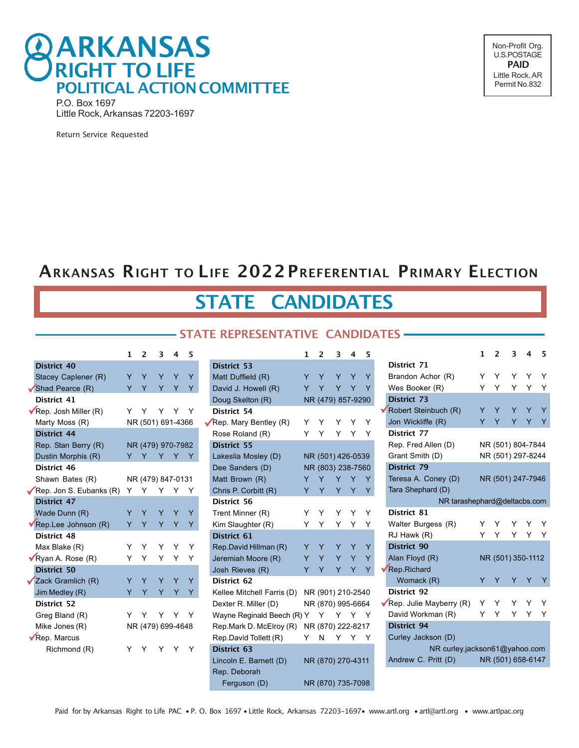# ARKANSAS RIGHT TO LIFE POLITICAL ACTION COMMITTEE

P.O. Box 1697
Little Rock, Arkansas 72203-1697

Return Service Requested

Non-Profit Org.
U.S.POSTAGE
**PAID**
Little Rock, AR
Permit No.832

## Arkansas Right to Life 2022 Preferential Primary Election

# STATE CANDIDATES

### STATE REPRESENTATIVE CANDIDATES

| | 1 | 2 | 3 | 4 | 5 |
|---|---|---|---|---|---|
| **District 40** | | | | | |
| Stacey Caplener (R) | Y | Y | Y | Y | Y |
| ✓Shad Pearce (R) | Y | Y | Y | Y | Y |
| **District 41** | | | | | |
| ✓Rep. Josh Miller (R) | Y | Y | Y | Y | Y |
| Marty Moss (R) | NR (501) 691-4366 | | | | |
| **District 44** | | | | | |
| Rep. Stan Berry (R) | NR (479) 970-7982 | | | | |
| Dustin Morphis (R) | Y | Y | Y | Y | Y |
| **District 46** | | | | | |
| Shawn Bates (R) | NR (479) 847-0131 | | | | |
| ✓Rep. Jon S. Eubanks (R) | Y | Y | Y | Y | Y |
| **District 47** | | | | | |
| Wade Dunn (R) | Y | Y | Y | Y | Y |
| ✓Rep.Lee Johnson (R) | Y | Y | Y | Y | Y |
| **District 48** | | | | | |
| Max Blake (R) | Y | Y | Y | Y | Y |
| ✓Ryan A. Rose (R) | Y | Y | Y | Y | Y |
| **District 50** | | | | | |
| ✓Zack Gramlich (R) | Y | Y | Y | Y | Y |
| Jim Medley (R) | Y | Y | Y | Y | Y |
| **District 52** | | | | | |
| Greg Bland (R) | Y | Y | Y | Y | Y |
| Mike Jones (R) | NR (479) 699-4648 | | | | |
| ✓Rep. Marcus Richmond (R) | Y | Y | Y | Y | Y |
| **District 53** | | | | | |
| Matt Duffield (R) | Y | Y | Y | Y | Y |
| David J. Howell (R) | Y | Y | Y | Y | Y |
| Doug Skelton (R) | NR (479) 857-9290 | | | | |
| **District 54** | | | | | |
| ✓Rep. Mary Bentley (R) | Y | Y | Y | Y | Y |
| Rose Roland (R) | Y | Y | Y | Y | Y |
| **District 55** | | | | | |
| Lakeslia Mosley (D) | NR (501) 426-0539 | | | | |
| Dee Sanders (D) | NR (803) 238-7560 | | | | |
| Matt Brown (R) | Y | Y | Y | Y | Y |
| Chris P. Corbitt (R) | Y | Y | Y | Y | Y |
| **District 56** | | | | | |
| Trent Minner (R) | Y | Y | Y | Y | Y |
| Kim Slaughter (R) | Y | Y | Y | Y | Y |
| **District 61** | | | | | |
| Rep.David Hillman (R) | Y | Y | Y | Y | Y |
| Jeremiah Moore (R) | Y | Y | Y | Y | Y |
| Josh Rieves (R) | Y | Y | Y | Y | Y |
| **District 62** | | | | | |
| Kellee Mitchell Farris (D) | NR (901) 210-2540 | | | | |
| Dexter R. Miller (D) | NR (870) 995-6664 | | | | |
| Wayne Reginald Beech (R) | Y | Y | Y | Y | Y |
| Rep.Mark D. McElroy (R) | NR (870) 222-8217 | | | | |
| Rep.David Tollett (R) | Y | N | Y | Y | Y |
| **District 63** | | | | | |
| Lincoln E. Barnett (D) | NR (870) 270-4311 | | | | |
| Rep. Deborah Ferguson (D) | NR (870) 735-7098 | | | | |
| **District 71** | | | | | |
| Brandon Achor (R) | Y | Y | Y | Y | Y |
| Wes Booker (R) | Y | Y | Y | Y | Y |
| **District 73** | | | | | |
| ✓Robert Steinbuch (R) | Y | Y | Y | Y | Y |
| Jon Wickliffe (R) | Y | Y | Y | Y | Y |
| **District 77** | | | | | |
| Rep. Fred Allen (D) | NR (501) 804-7844 | | | | |
| Grant Smith (D) | NR (501) 297-8244 | | | | |
| **District 79** | | | | | |
| Teresa A. Coney (D) | NR (501) 247-7946 | | | | |
| Tara Shephard (D) | NR tarashephard@deltacbs.com | | | | |
| **District 81** | | | | | |
| Walter Burgess (R) | Y | Y | Y | Y | Y |
| RJ Hawk (R) | Y | Y | Y | Y | Y |
| **District 90** | | | | | |
| Alan Floyd (R) | NR (501) 350-1112 | | | | |
| ✓Rep.Richard Womack (R) | Y | Y | Y | Y | Y |
| **District 92** | | | | | |
| ✓Rep. Julie Mayberry (R) | Y | Y | Y | Y | Y |
| David Workman (R) | Y | Y | Y | Y | Y |
| **District 94** | | | | | |
| Curley Jackson (D) | NR curley.jackson61@yahoo.com | | | | |
| Andrew C. Pritt (D) | NR (501) 658-6147 | | | | |

Paid for by Arkansas Right to Life PAC • P. O. Box 1697 • Little Rock, Arkansas 72203-1697 • www.artl.org • artl@artl.org • www.artlpac.org